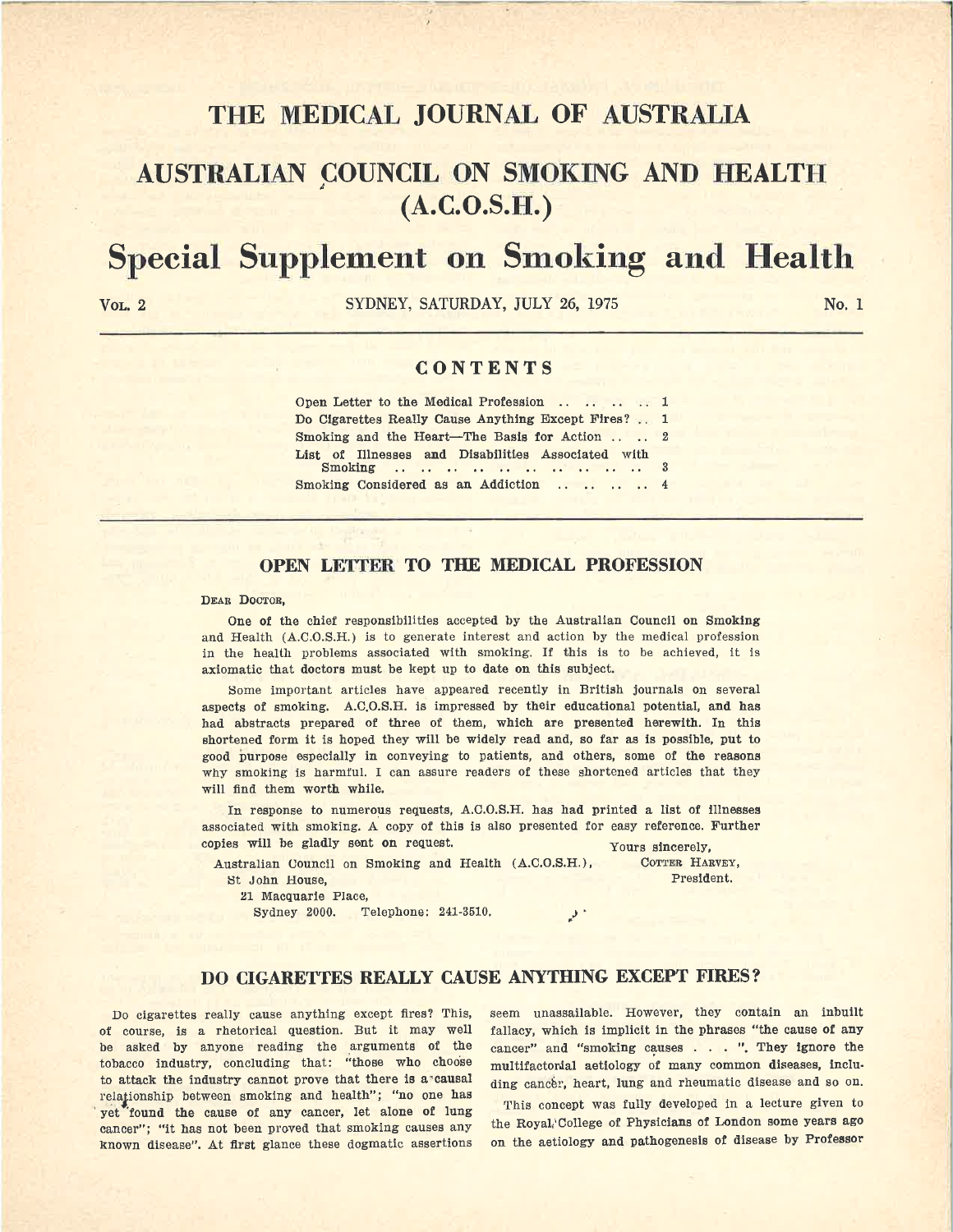# THE MEDICAL JOURNAL OF AUSTRALIA

## AUSTRALIAN COUNCIL ON SMOKING AND HEALTH (A.C.O.S.H.)

# Special Supplement on Smoking and Health

VOL. 2 — SYDNEY, SATURDAY, JULY 26, 1975 — No. 1

## CONTENTS

| | |
|---|---|
| Open Letter to the Medical Profession | 1 |
| Do Cigarettes Really Cause Anything Except Fires? | 1 |
| Smoking and the Heart—The Basis for Action | 2 |
| List of Illnesses and Disabilities Associated with Smoking | 3 |
| Smoking Considered as an Addiction | 4 |

## OPEN LETTER TO THE MEDICAL PROFESSION

DEAR DOCTOR,

One of the chief responsibilities accepted by the Australian Council on Smoking and Health (A.C.O.S.H.) is to generate interest and action by the medical profession in the health problems associated with smoking. If this is to be achieved, it is axiomatic that doctors must be kept up to date on this subject.

Some important articles have appeared recently in British journals on several aspects of smoking. A.C.O.S.H. is impressed by their educational potential, and has had abstracts prepared of three of them, which are presented herewith. In this shortened form it is hoped they will be widely read and, so far as is possible, put to good purpose especially in conveying to patients, and others, some of the reasons why smoking is harmful. I can assure readers of these shortened articles that they will find them worth while.

In response to numerous requests, A.C.O.S.H. has had printed a list of illnesses associated with smoking. A copy of this is also presented for easy reference. Further copies will be gladly sent on request.

Yours sincerely,
COTTER HARVEY,
President.

Australian Council on Smoking and Health (A.C.O.S.H.),
St John House,
21 Macquarie Place,
Sydney 2000. Telephone: 241-3510.

## DO CIGARETTES REALLY CAUSE ANYTHING EXCEPT FIRES?

Do cigarettes really cause anything except fires? This, of course, is a rhetorical question. But it may well be asked by anyone reading the arguments of the tobacco industry, concluding that: "those who choose to attack the industry cannot prove that there is a causal relationship between smoking and health"; "no one has yet found the cause of any cancer, let alone of lung cancer"; "it has not been proved that smoking causes any known disease". At first glance these dogmatic assertions seem unassailable. However, they contain an inbuilt fallacy, which is implicit in the phrases "the cause of any cancer" and "smoking causes . . . ". They ignore the multifactorial aetiology of many common diseases, including cancer, heart, lung and rheumatic disease and so on.

This concept was fully developed in a lecture given to the Royal College of Physicians of London some years ago on the aetiology and pathogenesis of disease by Professor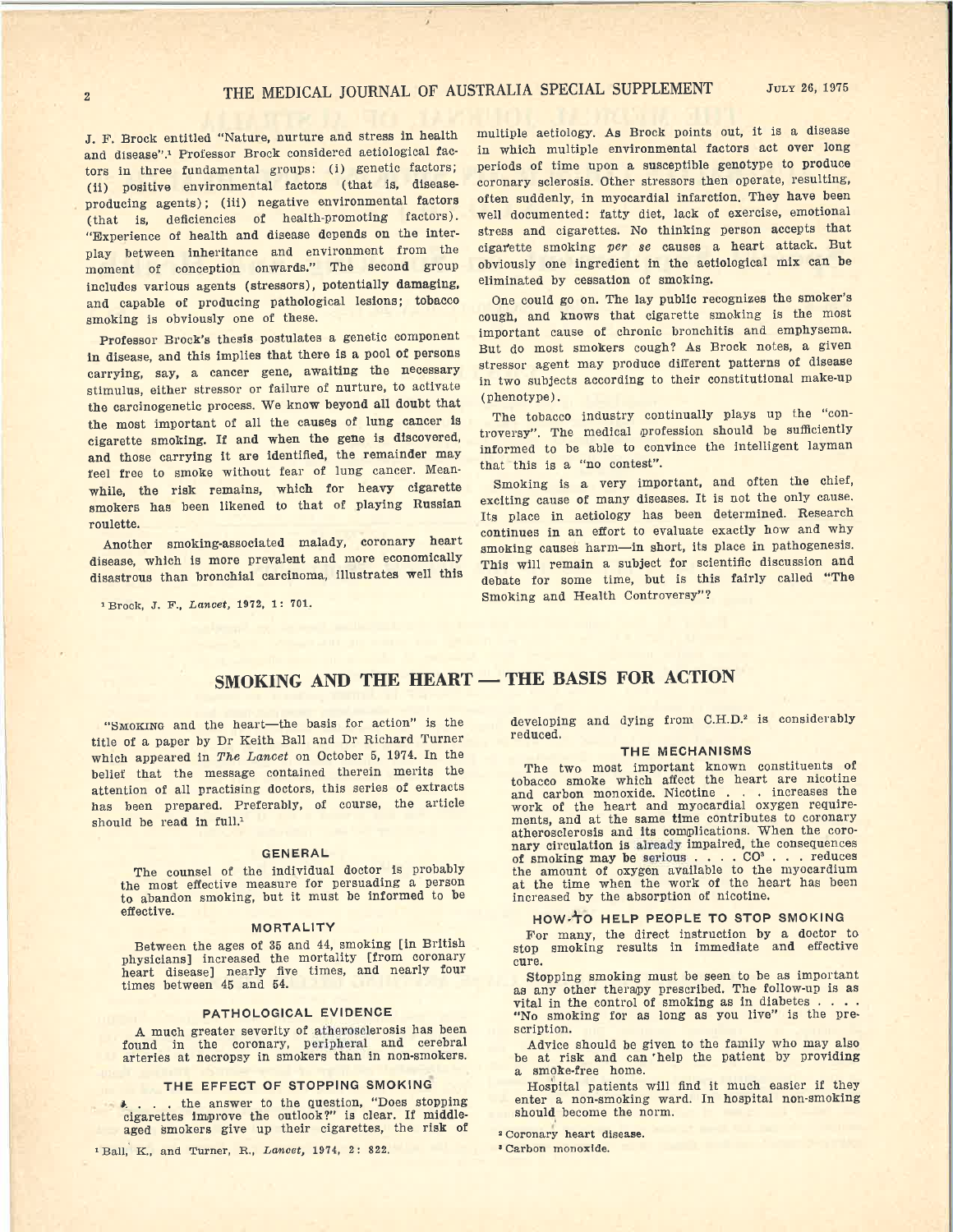J. F. Brock entitled "Nature, nurture and stress in health and disease".[1] Professor Brock considered aetiological factors in three fundamental groups: (i) genetic factors; (ii) positive environmental factors (that is, disease-producing agents); (iii) negative environmental factors (that is, deficiencies of health-promoting factors). "Experience of health and disease depends on the interplay between inheritance and environment from the moment of conception onwards." The second group includes various agents (stressors), potentially damaging, and capable of producing pathological lesions; tobacco smoking is obviously one of these.

Professor Brock's thesis postulates a genetic component in disease, and this implies that there is a pool of persons carrying, say, a cancer gene, awaiting the necessary stimulus, either stressor or failure of nurture, to activate the carcinogenetic process. We know beyond all doubt that the most important of all the causes of lung cancer is cigarette smoking. If and when the gene is discovered, and those carrying it are identified, the remainder may feel free to smoke without fear of lung cancer. Meanwhile, the risk remains, which for heavy cigarette smokers has been likened to that of playing Russian roulette.

Another smoking-associated malady, coronary heart disease, which is more prevalent and more economically disastrous than bronchial carcinoma, illustrates well this multiple aetiology. As Brock points out, it is a disease in which multiple environmental factors act over long periods of time upon a susceptible genotype to produce coronary sclerosis. Other stressors then operate, resulting, often suddenly, in myocardial infarction. They have been well documented: fatty diet, lack of exercise, emotional stress and cigarettes. No thinking person accepts that cigarette smoking *per se* causes a heart attack. But obviously one ingredient in the aetiological mix can be eliminated by cessation of smoking.

One could go on. The lay public recognizes the smoker's cough, and knows that cigarette smoking is the most important cause of chronic bronchitis and emphysema. But do most smokers cough? As Brock notes, a given stressor agent may produce different patterns of disease in two subjects according to their constitutional make-up (phenotype).

The tobacco industry continually plays up the "controversy". The medical profession should be sufficiently informed to be able to convince the intelligent layman that this is a "no contest".

Smoking is a very important, and often the chief, exciting cause of many diseases. It is not the only cause. Its place in aetiology has been determined. Research continues in an effort to evaluate exactly how and why smoking causes harm—in short, its place in pathogenesis. This will remain a subject for scientific discussion and debate for some time, but is this fairly called "The Smoking and Health Controversy"?

[1] Brock, J. F., *Lancet*, 1972, 1: 701.

## SMOKING AND THE HEART — THE BASIS FOR ACTION

"Smoking and the heart—the basis for action" is the title of a paper by Dr Keith Ball and Dr Richard Turner which appeared in *The Lancet* on October 5, 1974. In the belief that the message contained therein merits the attention of all practising doctors, this series of extracts has been prepared. Preferably, of course, the article should be read in full.[1]

### GENERAL

The counsel of the individual doctor is probably the most effective measure for persuading a person to abandon smoking, but it must be informed to be effective.

### MORTALITY

Between the ages of 35 and 44, smoking [in British physicians] increased the mortality [from coronary heart disease] nearly five times, and nearly four times between 45 and 54.

### PATHOLOGICAL EVIDENCE

A much greater severity of atherosclerosis has been found in the coronary, peripheral and cerebral arteries at necropsy in smokers than in non-smokers.

### THE EFFECT OF STOPPING SMOKING

. . . the answer to the question, "Does stopping cigarettes improve the outlook?" is clear. If middle-aged smokers give up their cigarettes, the risk of developing and dying from C.H.D.[2] is considerably reduced.

### THE MECHANISMS

The two most important known constituents of tobacco smoke which affect the heart are nicotine and carbon monoxide. Nicotine . . . increases the work of the heart and myocardial oxygen requirements, and at the same time contributes to coronary atherosclerosis and its complications. When the coronary circulation is already impaired, the consequences of smoking may be serious . . . . CO[3] . . . reduces the amount of oxygen available to the myocardium at the time when the work of the heart has been increased by the absorption of nicotine.

### HOW TO HELP PEOPLE TO STOP SMOKING

For many, the direct instruction by a doctor to stop smoking results in immediate and effective cure.

Stopping smoking must be seen to be as important as any other therapy prescribed. The follow-up is as vital in the control of smoking as in diabetes . . . . "No smoking for as long as you live" is the prescription.

Advice should be given to the family who may also be at risk and can help the patient by providing a smoke-free home.

Hospital patients will find it much easier if they enter a non-smoking ward. In hospital non-smoking should become the norm.

[1] Ball, K., and Turner, R., *Lancet*, 1974, 2: 822.

[2] Coronary heart disease.

[3] Carbon monoxide.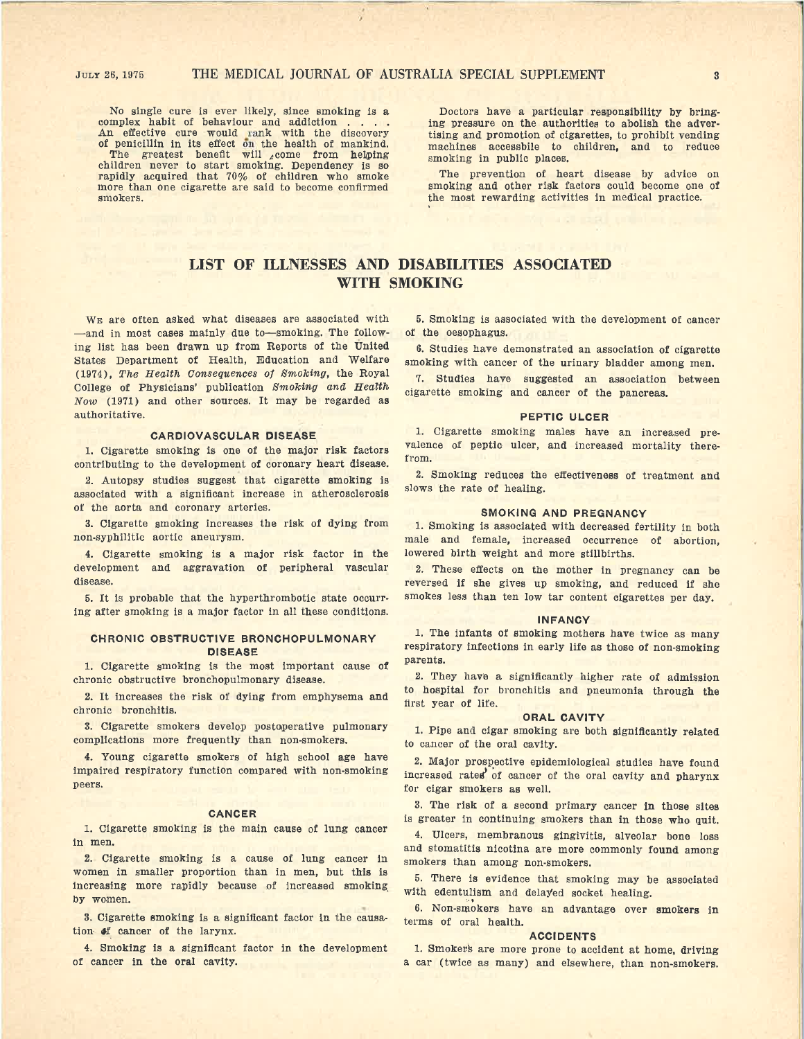No single cure is ever likely, since smoking is a complex habit of behaviour and addiction . . . . An effective cure would rank with the discovery of penicillin in its effect on the health of mankind. The greatest benefit will come from helping children never to start smoking. Dependency is so rapidly acquired that 70% of children who smoke more than one cigarette are said to become confirmed smokers.

Doctors have a particular responsibility by bringing pressure on the authorities to abolish the advertising and promotion of cigarettes, to prohibit vending machines accessbile to children, and to reduce smoking in public places.

The prevention of heart disease by advice on smoking and other risk factors could become one of the most rewarding activities in medical practice.

# LIST OF ILLNESSES AND DISABILITIES ASSOCIATED WITH SMOKING

We are often asked what diseases are associated with—and in most cases mainly due to—smoking. The following list has been drawn up from Reports of the United States Department of Health, Education and Welfare (1974), *The Health Consequences of Smoking*, the Royal College of Physicians' publication *Smoking and Health Now* (1971) and other sources. It may be regarded as authoritative.

### CARDIOVASCULAR DISEASE

1. Cigarette smoking is one of the major risk factors contributing to the development of coronary heart disease.

2. Autopsy studies suggest that cigarette smoking is associated with a significant increase in atherosclerosis of the aorta and coronary arteries.

3. Cigarette smoking increases the risk of dying from non-syphilitic aortic aneurysm.

4. Cigarette smoking is a major risk factor in the development and aggravation of peripheral vascular disease.

5. It is probable that the hyperthrombotic state occurring after smoking is a major factor in all these conditions.

### CHRONIC OBSTRUCTIVE BRONCHOPULMONARY DISEASE

1. Cigarette smoking is the most important cause of chronic obstructive bronchopulmonary disease.

2. It increases the risk of dying from emphysema and chronic bronchitis.

3. Cigarette smokers develop postoperative pulmonary complications more frequently than non-smokers.

4. Young cigarette smokers of high school age have impaired respiratory function compared with non-smoking peers.

### CANCER

1. Cigarette smoking is the main cause of lung cancer in men.

2. Cigarette smoking is a cause of lung cancer in women in smaller proportion than in men, but this is increasing more rapidly because of increased smoking by women.

3. Cigarette smoking is a significant factor in the causation of cancer of the larynx.

4. Smoking is a significant factor in the development of cancer in the oral cavity.

5. Smoking is associated with the development of cancer of the oesophagus.

6. Studies have demonstrated an association of cigarette smoking with cancer of the urinary bladder among men.

7. Studies have suggested an association between cigarette smoking and cancer of the pancreas.

### PEPTIC ULCER

1. Cigarette smoking males have an increased prevalence of peptic ulcer, and increased mortality therefrom.

2. Smoking reduces the effectiveness of treatment and slows the rate of healing.

### SMOKING AND PREGNANCY

1. Smoking is associated with decreased fertility in both male and female, increased occurrence of abortion, lowered birth weight and more stillbirths.

2. These effects on the mother in pregnancy can be reversed if she gives up smoking, and reduced if she smokes less than ten low tar content cigarettes per day.

### INFANCY

1. The infants of smoking mothers have twice as many respiratory infections in early life as those of non-smoking parents.

2. They have a significantly higher rate of admission to hospital for bronchitis and pneumonia through the first year of life.

### ORAL CAVITY

1. Pipe and cigar smoking are both significantly related to cancer of the oral cavity.

2. Major prospective epidemiological studies have found increased rates of cancer of the oral cavity and pharynx for cigar smokers as well.

3. The risk of a second primary cancer in those sites is greater in continuing smokers than in those who quit.

4. Ulcers, membranous gingivitis, alveolar bone loss and stomatitis nicotina are more commonly found among smokers than among non-smokers.

5. There is evidence that smoking may be associated with edentulism and delayed socket healing.

6. Non-smokers have an advantage over smokers in terms of oral health.

### ACCIDENTS

1. Smokers are more prone to accident at home, driving a car (twice as many) and elsewhere, than non-smokers.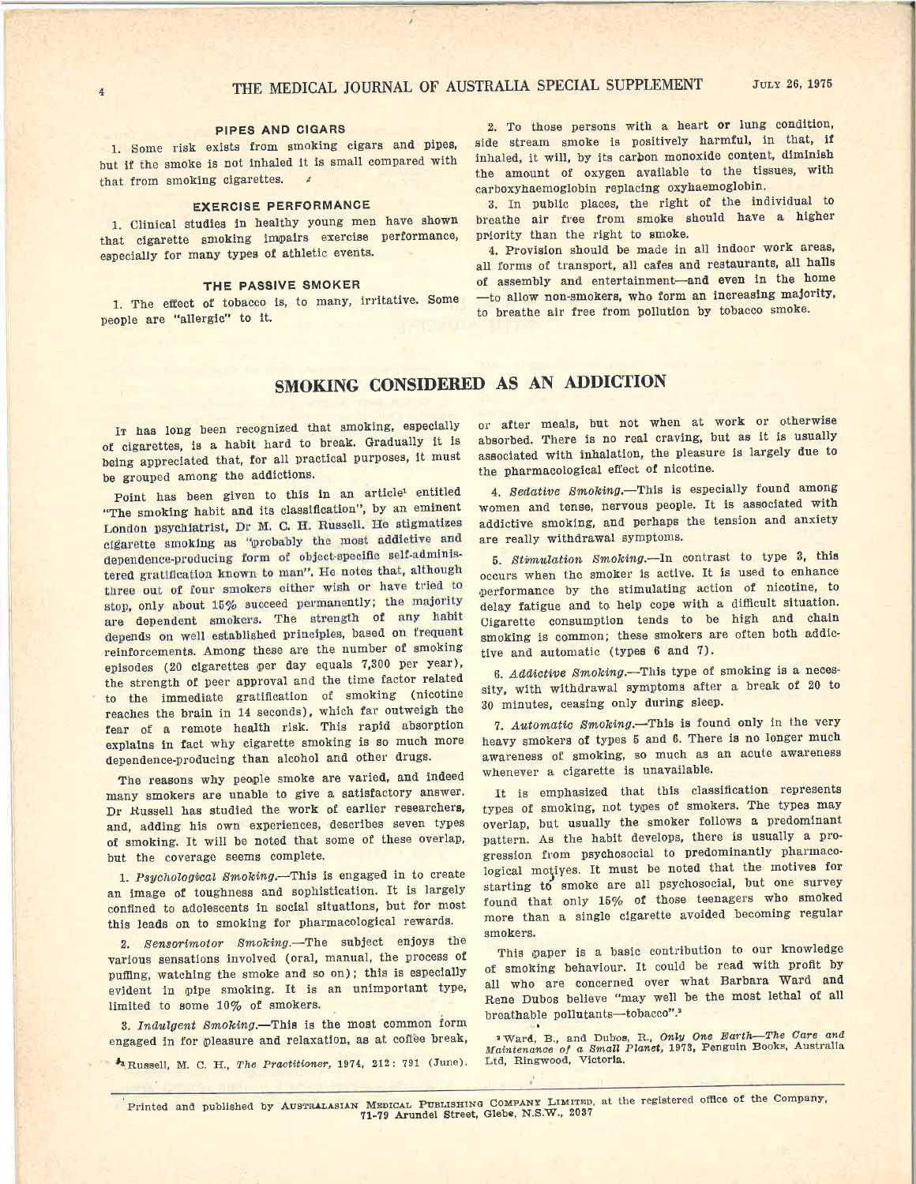### PIPES AND CIGARS

1. Some risk exists from smoking cigars and pipes, but if the smoke is not inhaled it is small compared with that from smoking cigarettes.

### EXERCISE PERFORMANCE

1. Clinical studies in healthy young men have shown that cigarette smoking impairs exercise performance, especially for many types of athletic events.

### THE PASSIVE SMOKER

1. The effect of tobacco is, to many, irritative. Some people are "allergic" to it.

2. To those persons with a heart or lung condition, side stream smoke is positively harmful, in that, if inhaled, it will, by its carbon monoxide content, diminish the amount of oxygen available to the tissues, with carboxyhaemoglobin replacing oxyhaemoglobin.

3. In public places, the right of the individual to breathe air free from smoke should have a higher priority than the right to smoke.

4. Provision should be made in all indoor work areas, all forms of transport, all cafes and restaurants, all halls of assembly and entertainment—and even in the home—to allow non-smokers, who form an increasing majority, to breathe air free from pollution by tobacco smoke.

## SMOKING CONSIDERED AS AN ADDICTION

It has long been recognized that smoking, especially of cigarettes, is a habit hard to break. Gradually it is being appreciated that, for all practical purposes, it must be grouped among the addictions.

Point has been given to this in an article[1] entitled "The smoking habit and its classification", by an eminent London psychiatrist, Dr M. C. H. Russell. He stigmatizes cigarette smoking as "probably the most addictive and dependence-producing form of object-specific self-administered gratification known to man". He notes that, although three out of four smokers either wish or have tried to stop, only about 15% succeed permanently; the majority are dependent smokers. The strength of any habit depends on well established principles, based on frequent reinforcements. Among these are the number of smoking episodes (20 cigarettes per day equals 7,300 per year), the strength of peer approval and the time factor related to the immediate gratification of smoking (nicotine reaches the brain in 14 seconds), which far outweigh the fear of a remote health risk. This rapid absorption explains in fact why cigarette smoking is so much more dependence-producing than alcohol and other drugs.

The reasons why people smoke are varied, and indeed many smokers are unable to give a satisfactory answer. Dr Russell has studied the work of earlier researchers, and, adding his own experiences, describes seven types of smoking. It will be noted that some of these overlap, but the coverage seems complete.

1. *Psychological Smoking.*—This is engaged in to create an image of toughness and sophistication. It is largely confined to adolescents in social situations, but for most this leads on to smoking for pharmacological rewards.

2. *Sensorimotor Smoking.*—The subject enjoys the various sensations involved (oral, manual, the process of puffing, watching the smoke and so on); this is especially evident in pipe smoking. It is an unimportant type, limited to some 10% of smokers.

3. *Indulgent Smoking.*—This is the most common form engaged in for pleasure and relaxation, as at coffee break, or after meals, but not when at work or otherwise absorbed. There is no real craving, but as it is usually associated with inhalation, the pleasure is largely due to the pharmacological effect of nicotine.

4. *Sedative Smoking.*—This is especially found among women and tense, nervous people. It is associated with addictive smoking, and perhaps the tension and anxiety are really withdrawal symptoms.

5. *Stimulation Smoking.*—In contrast to type 3, this occurs when the smoker is active. It is used to enhance performance by the stimulating action of nicotine, to delay fatigue and to help cope with a difficult situation. Cigarette consumption tends to be high and chain smoking is common; these smokers are often both addictive and automatic (types 6 and 7).

6. *Addictive Smoking.*—This type of smoking is a necessity, with withdrawal symptoms after a break of 20 to 30 minutes, ceasing only during sleep.

7. *Automatic Smoking.*—This is found only in the very heavy smokers of types 5 and 6. There is no longer much awareness of smoking, so much as an acute awareness whenever a cigarette is unavailable.

It is emphasized that this classification represents types of smoking, not types of smokers. The types may overlap, but usually the smoker follows a predominant pattern. As the habit develops, there is usually a progression from psychosocial to predominantly pharmacological motives. It must be noted that the motives for starting to smoke are all psychosocial, but one survey found that only 15% of those teenagers who smoked more than a single cigarette avoided becoming regular smokers.

This paper is a basic contribution to our knowledge of smoking behaviour. It could be read with profit by all who are concerned over what Barbara Ward and Rene Dubos believe "may well be the most lethal of all breathable pollutants—tobacco".[2]

[1] Russell, M. C. H., *The Practitioner*, 1974, 212: 791 (June).

[2] Ward, B., and Dubos, R., *Only One Earth—The Care and Maintenance of a Small Planet*, 1973, Penguin Books, Australia Ltd, Ringwood, Victoria.

Printed and published by Australasian Medical Publishing Company Limited, at the registered office of the Company, 71-79 Arundel Street, Glebe, N.S.W., 2037